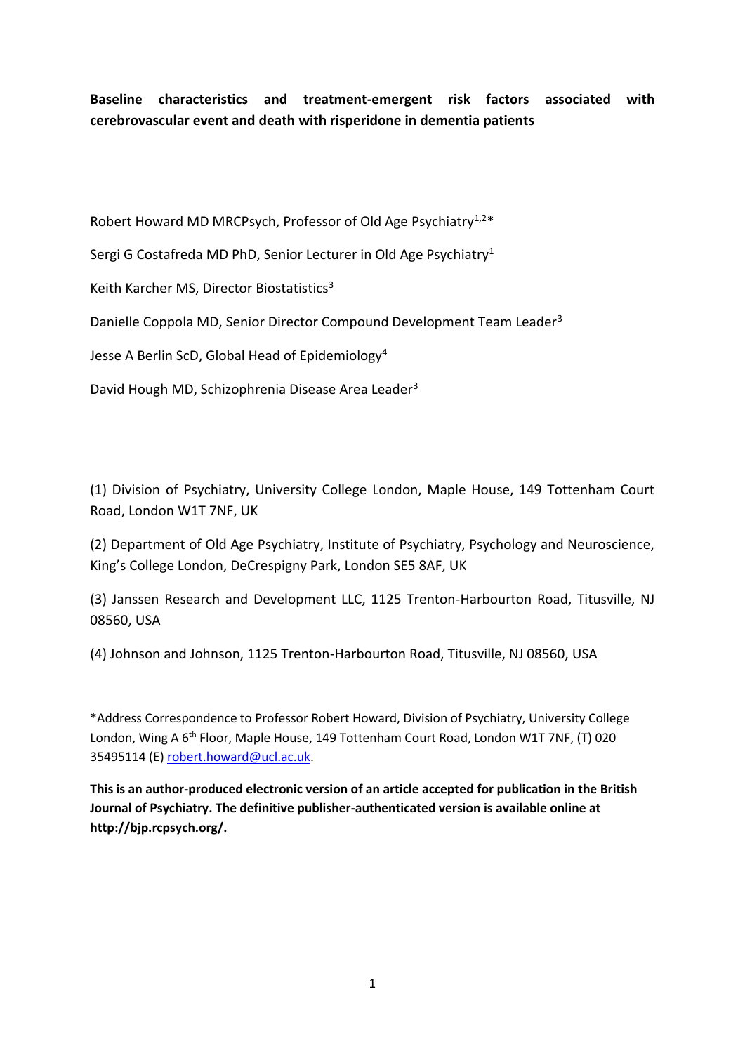**Baseline characteristics and treatment-emergent risk factors associated with cerebrovascular event and death with risperidone in dementia patients**

Robert Howard MD MRCPsych, Professor of Old Age Psychiatry[1,2]*

Sergi G Costafreda MD PhD, Senior Lecturer in Old Age Psychiatry[1]

Keith Karcher MS, Director Biostatistics[3]

Danielle Coppola MD, Senior Director Compound Development Team Leader[3]

Jesse A Berlin ScD, Global Head of Epidemiology[4]

David Hough MD, Schizophrenia Disease Area Leader[3]

(1) Division of Psychiatry, University College London, Maple House, 149 Tottenham Court Road, London W1T 7NF, UK

(2) Department of Old Age Psychiatry, Institute of Psychiatry, Psychology and Neuroscience, King's College London, DeCrespigny Park, London SE5 8AF, UK

(3) Janssen Research and Development LLC, 1125 Trenton-Harbourton Road, Titusville, NJ 08560, USA

(4) Johnson and Johnson, 1125 Trenton-Harbourton Road, Titusville, NJ 08560, USA

*Address Correspondence to Professor Robert Howard, Division of Psychiatry, University College London, Wing A 6th Floor, Maple House, 149 Tottenham Court Road, London W1T 7NF, (T) 020 35495114 (E) robert.howard@ucl.ac.uk.

**This is an author-produced electronic version of an article accepted for publication in the British Journal of Psychiatry. The definitive publisher-authenticated version is available online at http://bjp.rcpsych.org/.**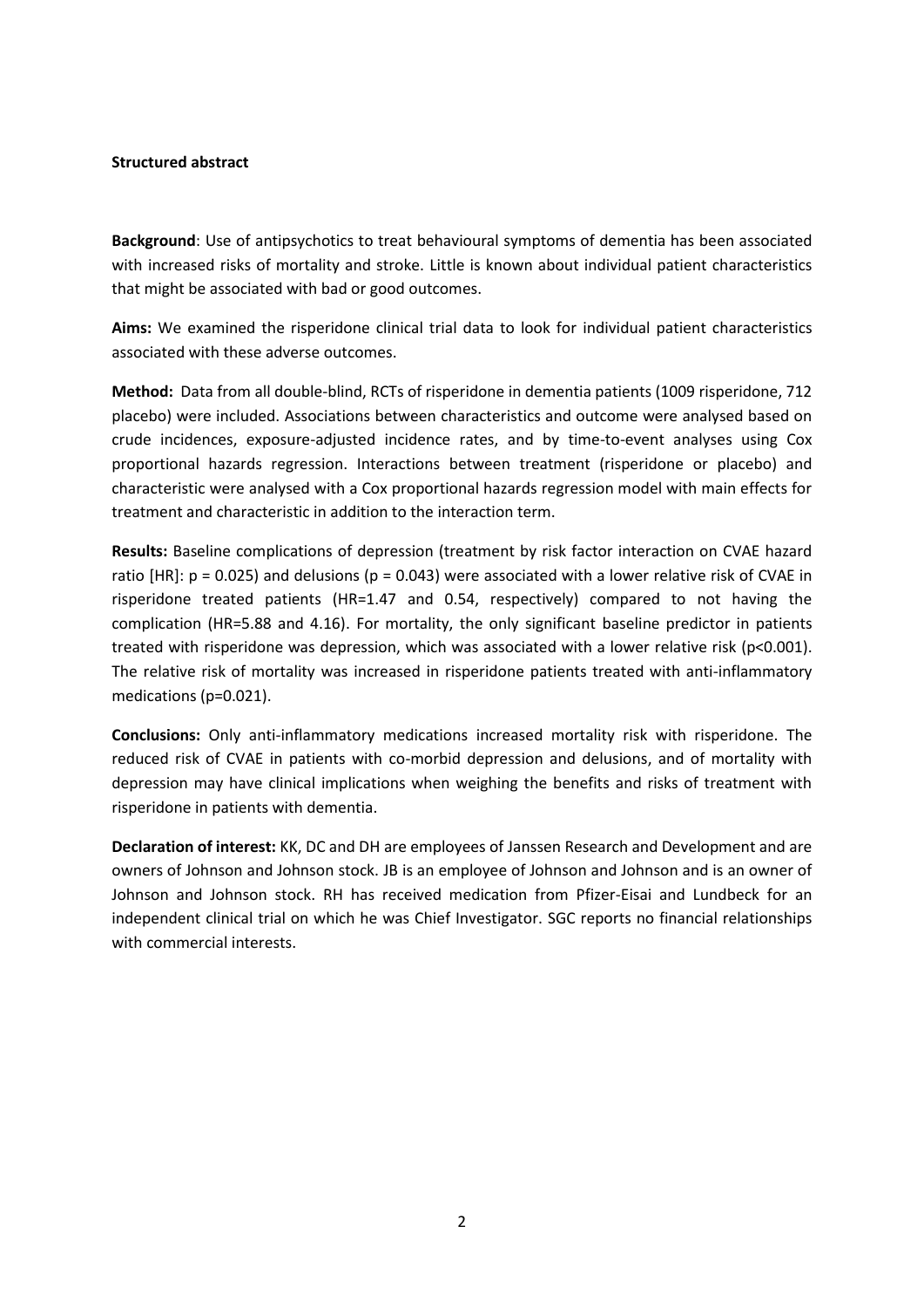## Structured abstract

**Background**: Use of antipsychotics to treat behavioural symptoms of dementia has been associated with increased risks of mortality and stroke. Little is known about individual patient characteristics that might be associated with bad or good outcomes.

**Aims:** We examined the risperidone clinical trial data to look for individual patient characteristics associated with these adverse outcomes.

**Method:** Data from all double-blind, RCTs of risperidone in dementia patients (1009 risperidone, 712 placebo) were included. Associations between characteristics and outcome were analysed based on crude incidences, exposure-adjusted incidence rates, and by time-to-event analyses using Cox proportional hazards regression. Interactions between treatment (risperidone or placebo) and characteristic were analysed with a Cox proportional hazards regression model with main effects for treatment and characteristic in addition to the interaction term.

**Results:** Baseline complications of depression (treatment by risk factor interaction on CVAE hazard ratio [HR]: $p = 0.025$) and delusions ($p = 0.043$) were associated with a lower relative risk of CVAE in risperidone treated patients (HR=1.47 and 0.54, respectively) compared to not having the complication (HR=5.88 and 4.16). For mortality, the only significant baseline predictor in patients treated with risperidone was depression, which was associated with a lower relative risk ($p<0.001$). The relative risk of mortality was increased in risperidone patients treated with anti-inflammatory medications ($p=0.021$).

**Conclusions:** Only anti-inflammatory medications increased mortality risk with risperidone. The reduced risk of CVAE in patients with co-morbid depression and delusions, and of mortality with depression may have clinical implications when weighing the benefits and risks of treatment with risperidone in patients with dementia.

**Declaration of interest:** KK, DC and DH are employees of Janssen Research and Development and are owners of Johnson and Johnson stock. JB is an employee of Johnson and Johnson and is an owner of Johnson and Johnson stock. RH has received medication from Pfizer-Eisai and Lundbeck for an independent clinical trial on which he was Chief Investigator. SGC reports no financial relationships with commercial interests.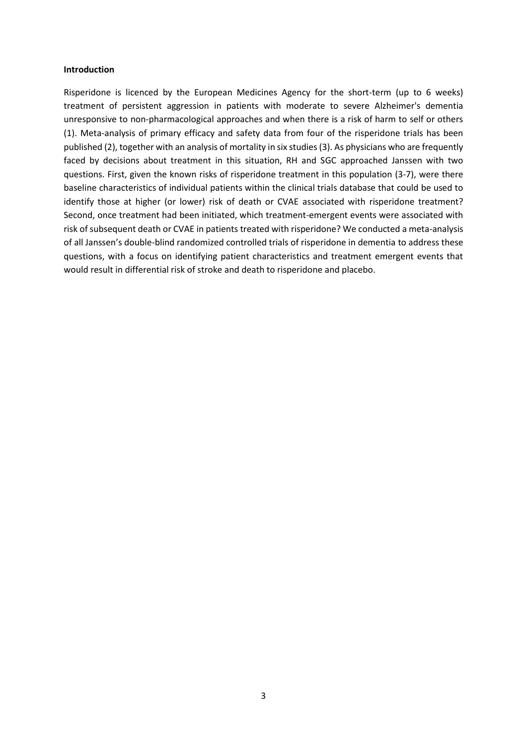**Introduction**

Risperidone is licenced by the European Medicines Agency for the short-term (up to 6 weeks) treatment of persistent aggression in patients with moderate to severe Alzheimer's dementia unresponsive to non-pharmacological approaches and when there is a risk of harm to self or others (1). Meta-analysis of primary efficacy and safety data from four of the risperidone trials has been published (2), together with an analysis of mortality in six studies (3). As physicians who are frequently faced by decisions about treatment in this situation, RH and SGC approached Janssen with two questions. First, given the known risks of risperidone treatment in this population (3-7), were there baseline characteristics of individual patients within the clinical trials database that could be used to identify those at higher (or lower) risk of death or CVAE associated with risperidone treatment? Second, once treatment had been initiated, which treatment-emergent events were associated with risk of subsequent death or CVAE in patients treated with risperidone? We conducted a meta-analysis of all Janssen's double-blind randomized controlled trials of risperidone in dementia to address these questions, with a focus on identifying patient characteristics and treatment emergent events that would result in differential risk of stroke and death to risperidone and placebo.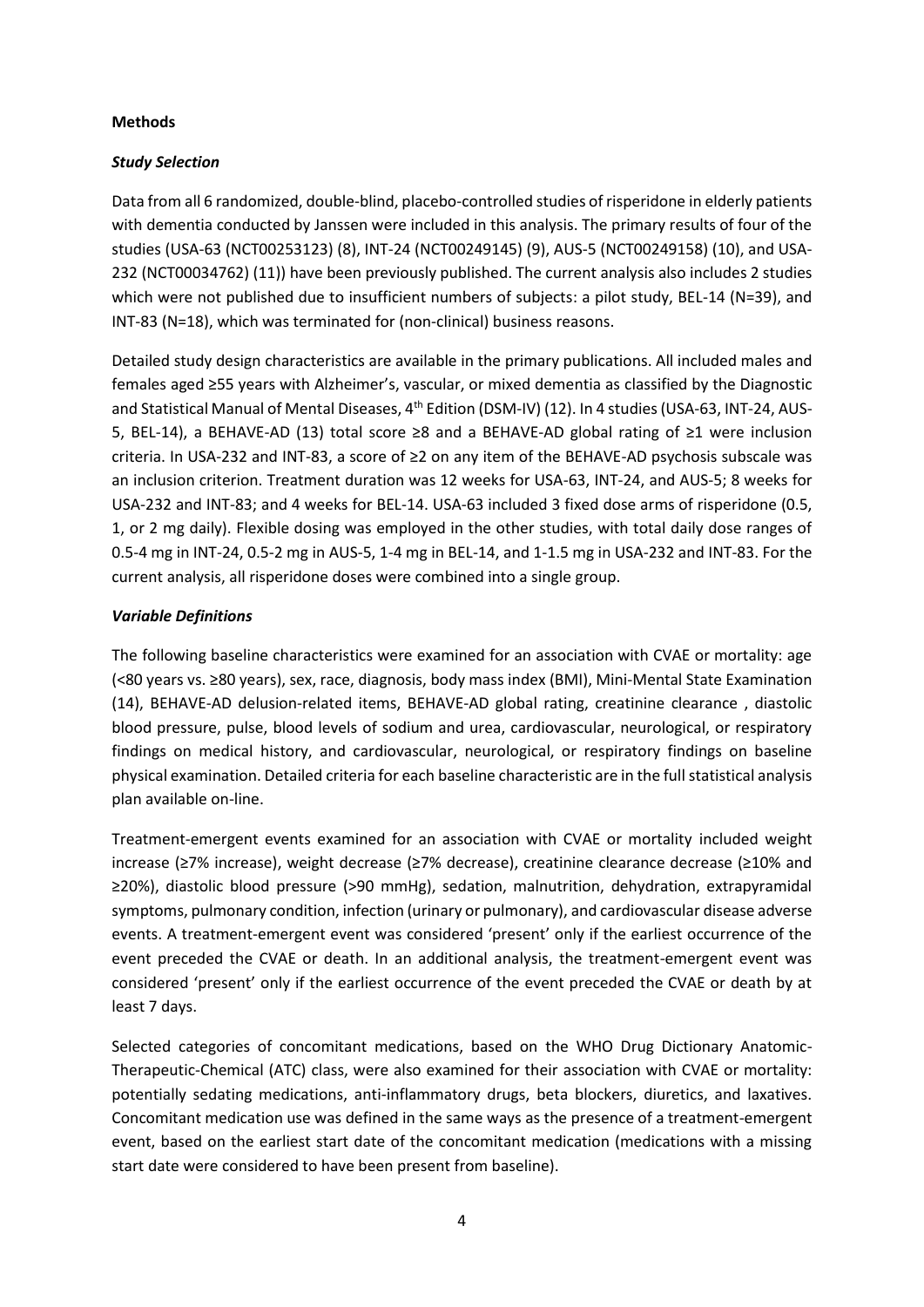## Methods

### *Study Selection*

Data from all 6 randomized, double-blind, placebo-controlled studies of risperidone in elderly patients with dementia conducted by Janssen were included in this analysis. The primary results of four of the studies (USA-63 (NCT00253123) (8), INT-24 (NCT00249145) (9), AUS-5 (NCT00249158) (10), and USA-232 (NCT00034762) (11)) have been previously published. The current analysis also includes 2 studies which were not published due to insufficient numbers of subjects: a pilot study, BEL-14 (N=39), and INT-83 (N=18), which was terminated for (non-clinical) business reasons.

Detailed study design characteristics are available in the primary publications. All included males and females aged ≥55 years with Alzheimer's, vascular, or mixed dementia as classified by the Diagnostic and Statistical Manual of Mental Diseases, 4th Edition (DSM-IV) (12). In 4 studies (USA-63, INT-24, AUS-5, BEL-14), a BEHAVE-AD (13) total score ≥8 and a BEHAVE-AD global rating of ≥1 were inclusion criteria. In USA-232 and INT-83, a score of ≥2 on any item of the BEHAVE-AD psychosis subscale was an inclusion criterion. Treatment duration was 12 weeks for USA-63, INT-24, and AUS-5; 8 weeks for USA-232 and INT-83; and 4 weeks for BEL-14. USA-63 included 3 fixed dose arms of risperidone (0.5, 1, or 2 mg daily). Flexible dosing was employed in the other studies, with total daily dose ranges of 0.5-4 mg in INT-24, 0.5-2 mg in AUS-5, 1-4 mg in BEL-14, and 1-1.5 mg in USA-232 and INT-83. For the current analysis, all risperidone doses were combined into a single group.

### *Variable Definitions*

The following baseline characteristics were examined for an association with CVAE or mortality: age (<80 years vs. ≥80 years), sex, race, diagnosis, body mass index (BMI), Mini-Mental State Examination (14), BEHAVE-AD delusion-related items, BEHAVE-AD global rating, creatinine clearance , diastolic blood pressure, pulse, blood levels of sodium and urea, cardiovascular, neurological, or respiratory findings on medical history, and cardiovascular, neurological, or respiratory findings on baseline physical examination. Detailed criteria for each baseline characteristic are in the full statistical analysis plan available on-line.

Treatment-emergent events examined for an association with CVAE or mortality included weight increase (≥7% increase), weight decrease (≥7% decrease), creatinine clearance decrease (≥10% and ≥20%), diastolic blood pressure (>90 mmHg), sedation, malnutrition, dehydration, extrapyramidal symptoms, pulmonary condition, infection (urinary or pulmonary), and cardiovascular disease adverse events. A treatment-emergent event was considered 'present' only if the earliest occurrence of the event preceded the CVAE or death. In an additional analysis, the treatment-emergent event was considered 'present' only if the earliest occurrence of the event preceded the CVAE or death by at least 7 days.

Selected categories of concomitant medications, based on the WHO Drug Dictionary Anatomic-Therapeutic-Chemical (ATC) class, were also examined for their association with CVAE or mortality: potentially sedating medications, anti-inflammatory drugs, beta blockers, diuretics, and laxatives. Concomitant medication use was defined in the same ways as the presence of a treatment-emergent event, based on the earliest start date of the concomitant medication (medications with a missing start date were considered to have been present from baseline).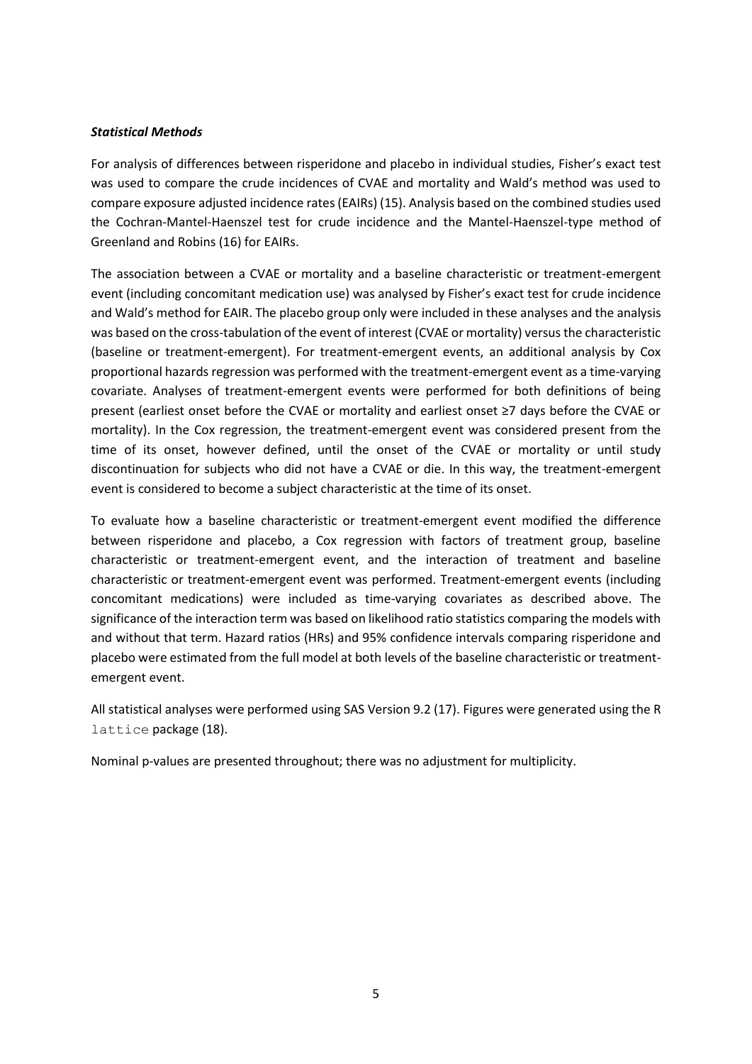***Statistical Methods***

For analysis of differences between risperidone and placebo in individual studies, Fisher's exact test was used to compare the crude incidences of CVAE and mortality and Wald's method was used to compare exposure adjusted incidence rates (EAIRs) (15). Analysis based on the combined studies used the Cochran-Mantel-Haenszel test for crude incidence and the Mantel-Haenszel-type method of Greenland and Robins (16) for EAIRs.

The association between a CVAE or mortality and a baseline characteristic or treatment-emergent event (including concomitant medication use) was analysed by Fisher's exact test for crude incidence and Wald's method for EAIR. The placebo group only were included in these analyses and the analysis was based on the cross-tabulation of the event of interest (CVAE or mortality) versus the characteristic (baseline or treatment-emergent). For treatment-emergent events, an additional analysis by Cox proportional hazards regression was performed with the treatment-emergent event as a time-varying covariate. Analyses of treatment-emergent events were performed for both definitions of being present (earliest onset before the CVAE or mortality and earliest onset ≥7 days before the CVAE or mortality). In the Cox regression, the treatment-emergent event was considered present from the time of its onset, however defined, until the onset of the CVAE or mortality or until study discontinuation for subjects who did not have a CVAE or die. In this way, the treatment-emergent event is considered to become a subject characteristic at the time of its onset.

To evaluate how a baseline characteristic or treatment-emergent event modified the difference between risperidone and placebo, a Cox regression with factors of treatment group, baseline characteristic or treatment-emergent event, and the interaction of treatment and baseline characteristic or treatment-emergent event was performed. Treatment-emergent events (including concomitant medications) were included as time-varying covariates as described above. The significance of the interaction term was based on likelihood ratio statistics comparing the models with and without that term. Hazard ratios (HRs) and 95% confidence intervals comparing risperidone and placebo were estimated from the full model at both levels of the baseline characteristic or treatment-emergent event.

All statistical analyses were performed using SAS Version 9.2 (17). Figures were generated using the R `lattice` package (18).

Nominal p-values are presented throughout; there was no adjustment for multiplicity.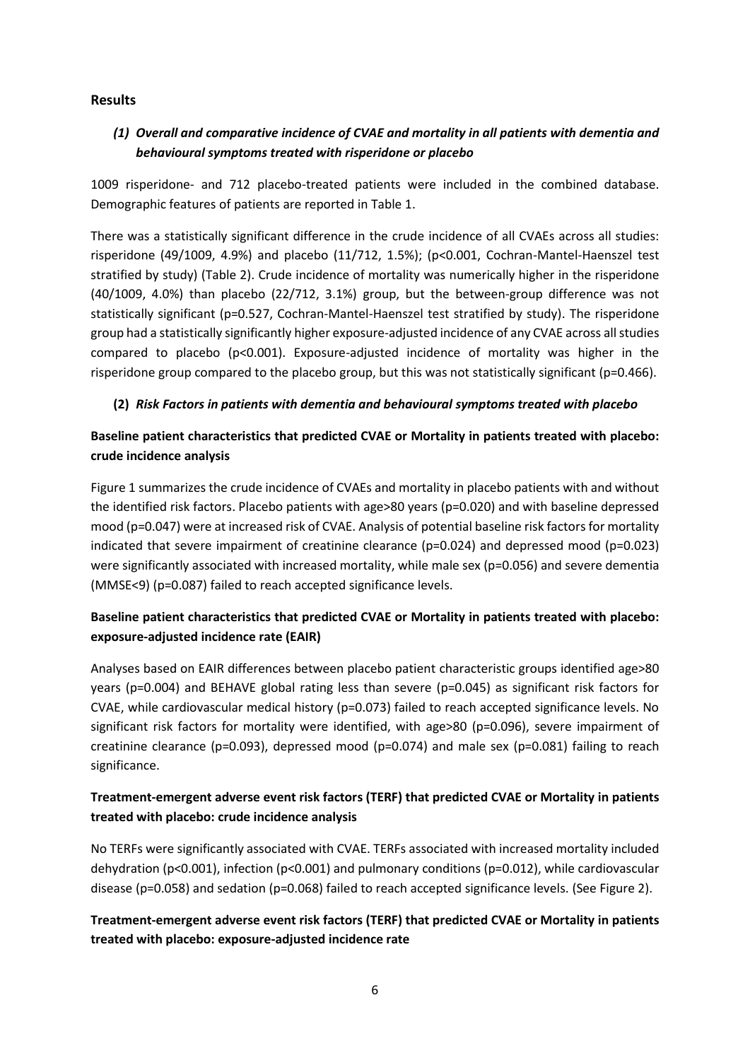## Results

### *(1) Overall and comparative incidence of CVAE and mortality in all patients with dementia and behavioural symptoms treated with risperidone or placebo*

1009 risperidone- and 712 placebo-treated patients were included in the combined database. Demographic features of patients are reported in Table 1.

There was a statistically significant difference in the crude incidence of all CVAEs across all studies: risperidone (49/1009, 4.9%) and placebo (11/712, 1.5%); ($p<0.001$, Cochran-Mantel-Haenszel test stratified by study) (Table 2). Crude incidence of mortality was numerically higher in the risperidone (40/1009, 4.0%) than placebo (22/712, 3.1%) group, but the between-group difference was not statistically significant ($p=0.527$, Cochran-Mantel-Haenszel test stratified by study). The risperidone group had a statistically significantly higher exposure-adjusted incidence of any CVAE across all studies compared to placebo ($p<0.001$). Exposure-adjusted incidence of mortality was higher in the risperidone group compared to the placebo group, but this was not statistically significant ($p=0.466$).

### (2) *Risk Factors in patients with dementia and behavioural symptoms treated with placebo*

**Baseline patient characteristics that predicted CVAE or Mortality in patients treated with placebo: crude incidence analysis**

Figure 1 summarizes the crude incidence of CVAEs and mortality in placebo patients with and without the identified risk factors. Placebo patients with age>80 years ($p=0.020$) and with baseline depressed mood ($p=0.047$) were at increased risk of CVAE. Analysis of potential baseline risk factors for mortality indicated that severe impairment of creatinine clearance ($p=0.024$) and depressed mood ($p=0.023$) were significantly associated with increased mortality, while male sex ($p=0.056$) and severe dementia (MMSE<9) ($p=0.087$) failed to reach accepted significance levels.

**Baseline patient characteristics that predicted CVAE or Mortality in patients treated with placebo: exposure-adjusted incidence rate (EAIR)**

Analyses based on EAIR differences between placebo patient characteristic groups identified age>80 years ($p=0.004$) and BEHAVE global rating less than severe ($p=0.045$) as significant risk factors for CVAE, while cardiovascular medical history ($p=0.073$) failed to reach accepted significance levels. No significant risk factors for mortality were identified, with age>80 ($p=0.096$), severe impairment of creatinine clearance ($p=0.093$), depressed mood ($p=0.074$) and male sex ($p=0.081$) failing to reach significance.

**Treatment-emergent adverse event risk factors (TERF) that predicted CVAE or Mortality in patients treated with placebo: crude incidence analysis**

No TERFs were significantly associated with CVAE. TERFs associated with increased mortality included dehydration ($p<0.001$), infection ($p<0.001$) and pulmonary conditions ($p=0.012$), while cardiovascular disease ($p=0.058$) and sedation ($p=0.068$) failed to reach accepted significance levels. (See Figure 2).

**Treatment-emergent adverse event risk factors (TERF) that predicted CVAE or Mortality in patients treated with placebo: exposure-adjusted incidence rate**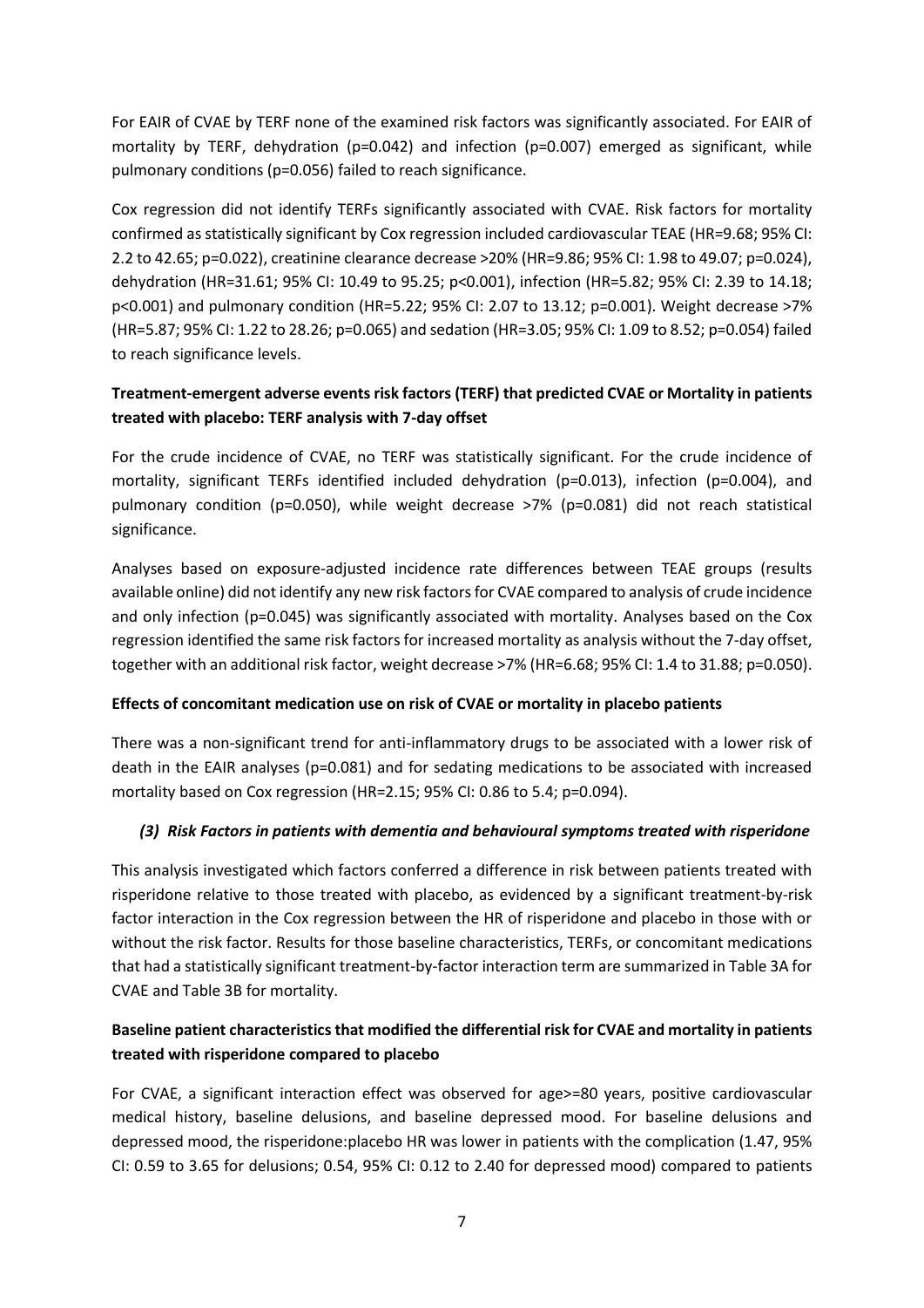For EAIR of CVAE by TERF none of the examined risk factors was significantly associated. For EAIR of mortality by TERF, dehydration ($p=0.042$) and infection ($p=0.007$) emerged as significant, while pulmonary conditions ($p=0.056$) failed to reach significance.

Cox regression did not identify TERFs significantly associated with CVAE. Risk factors for mortality confirmed as statistically significant by Cox regression included cardiovascular TEAE (HR=9.68; 95% CI: 2.2 to 42.65; $p=0.022$), creatinine clearance decrease >20% (HR=9.86; 95% CI: 1.98 to 49.07; $p=0.024$), dehydration (HR=31.61; 95% CI: 10.49 to 95.25; $p<0.001$), infection (HR=5.82; 95% CI: 2.39 to 14.18; $p<0.001$) and pulmonary condition (HR=5.22; 95% CI: 2.07 to 13.12; $p=0.001$). Weight decrease >7% (HR=5.87; 95% CI: 1.22 to 28.26; $p=0.065$) and sedation (HR=3.05; 95% CI: 1.09 to 8.52; $p=0.054$) failed to reach significance levels.

**Treatment-emergent adverse events risk factors (TERF) that predicted CVAE or Mortality in patients treated with placebo: TERF analysis with 7-day offset**

For the crude incidence of CVAE, no TERF was statistically significant. For the crude incidence of mortality, significant TERFs identified included dehydration ($p=0.013$), infection ($p=0.004$), and pulmonary condition ($p=0.050$), while weight decrease >7% ($p=0.081$) did not reach statistical significance.

Analyses based on exposure-adjusted incidence rate differences between TEAE groups (results available online) did not identify any new risk factors for CVAE compared to analysis of crude incidence and only infection ($p=0.045$) was significantly associated with mortality. Analyses based on the Cox regression identified the same risk factors for increased mortality as analysis without the 7-day offset, together with an additional risk factor, weight decrease >7% (HR=6.68; 95% CI: 1.4 to 31.88; $p=0.050$).

**Effects of concomitant medication use on risk of CVAE or mortality in placebo patients**

There was a non-significant trend for anti-inflammatory drugs to be associated with a lower risk of death in the EAIR analyses ($p=0.081$) and for sedating medications to be associated with increased mortality based on Cox regression (HR=2.15; 95% CI: 0.86 to 5.4; $p=0.094$).

### *(3) Risk Factors in patients with dementia and behavioural symptoms treated with risperidone*

This analysis investigated which factors conferred a difference in risk between patients treated with risperidone relative to those treated with placebo, as evidenced by a significant treatment-by-risk factor interaction in the Cox regression between the HR of risperidone and placebo in those with or without the risk factor. Results for those baseline characteristics, TERFs, or concomitant medications that had a statistically significant treatment-by-factor interaction term are summarized in Table 3A for CVAE and Table 3B for mortality.

**Baseline patient characteristics that modified the differential risk for CVAE and mortality in patients treated with risperidone compared to placebo**

For CVAE, a significant interaction effect was observed for age>=80 years, positive cardiovascular medical history, baseline delusions, and baseline depressed mood. For baseline delusions and depressed mood, the risperidone:placebo HR was lower in patients with the complication (1.47, 95% CI: 0.59 to 3.65 for delusions; 0.54, 95% CI: 0.12 to 2.40 for depressed mood) compared to patients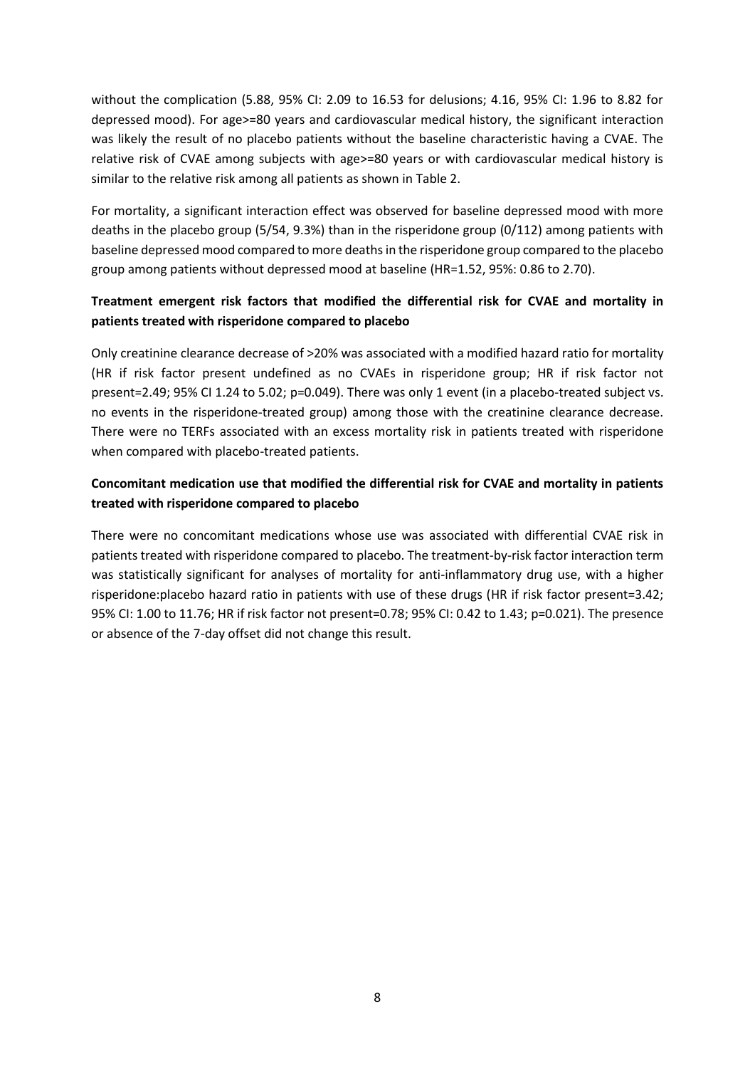without the complication (5.88, 95% CI: 2.09 to 16.53 for delusions; 4.16, 95% CI: 1.96 to 8.82 for depressed mood). For age>=80 years and cardiovascular medical history, the significant interaction was likely the result of no placebo patients without the baseline characteristic having a CVAE. The relative risk of CVAE among subjects with age>=80 years or with cardiovascular medical history is similar to the relative risk among all patients as shown in Table 2.

For mortality, a significant interaction effect was observed for baseline depressed mood with more deaths in the placebo group (5/54, 9.3%) than in the risperidone group (0/112) among patients with baseline depressed mood compared to more deaths in the risperidone group compared to the placebo group among patients without depressed mood at baseline (HR=1.52, 95%: 0.86 to 2.70).

**Treatment emergent risk factors that modified the differential risk for CVAE and mortality in patients treated with risperidone compared to placebo**

Only creatinine clearance decrease of >20% was associated with a modified hazard ratio for mortality (HR if risk factor present undefined as no CVAEs in risperidone group; HR if risk factor not present=2.49; 95% CI 1.24 to 5.02; p=0.049). There was only 1 event (in a placebo-treated subject vs. no events in the risperidone-treated group) among those with the creatinine clearance decrease. There were no TERFs associated with an excess mortality risk in patients treated with risperidone when compared with placebo-treated patients.

**Concomitant medication use that modified the differential risk for CVAE and mortality in patients treated with risperidone compared to placebo**

There were no concomitant medications whose use was associated with differential CVAE risk in patients treated with risperidone compared to placebo. The treatment-by-risk factor interaction term was statistically significant for analyses of mortality for anti-inflammatory drug use, with a higher risperidone:placebo hazard ratio in patients with use of these drugs (HR if risk factor present=3.42; 95% CI: 1.00 to 11.76; HR if risk factor not present=0.78; 95% CI: 0.42 to 1.43; p=0.021). The presence or absence of the 7-day offset did not change this result.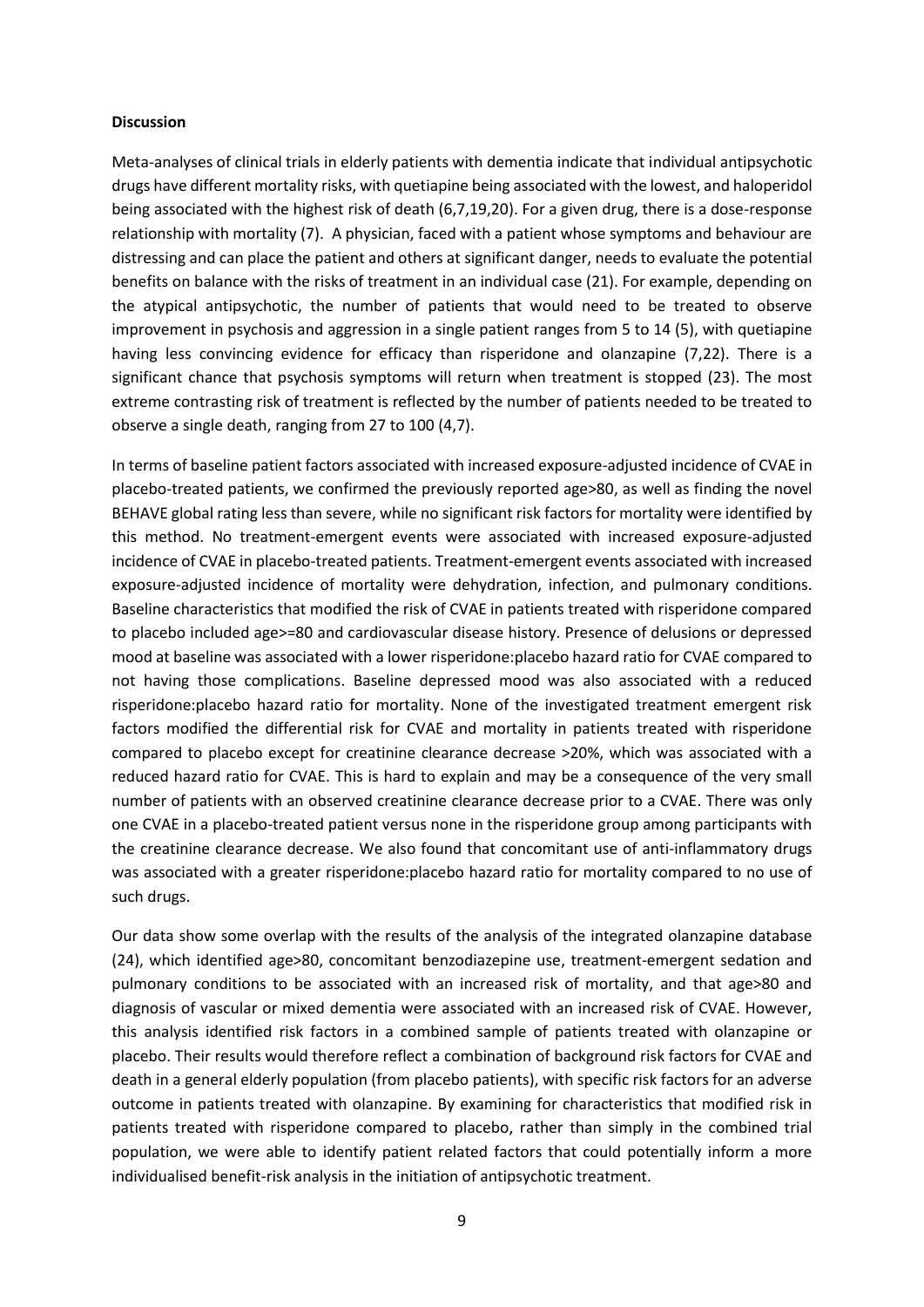**Discussion**

Meta-analyses of clinical trials in elderly patients with dementia indicate that individual antipsychotic drugs have different mortality risks, with quetiapine being associated with the lowest, and haloperidol being associated with the highest risk of death (6,7,19,20). For a given drug, there is a dose-response relationship with mortality (7). A physician, faced with a patient whose symptoms and behaviour are distressing and can place the patient and others at significant danger, needs to evaluate the potential benefits on balance with the risks of treatment in an individual case (21). For example, depending on the atypical antipsychotic, the number of patients that would need to be treated to observe improvement in psychosis and aggression in a single patient ranges from 5 to 14 (5), with quetiapine having less convincing evidence for efficacy than risperidone and olanzapine (7,22). There is a significant chance that psychosis symptoms will return when treatment is stopped (23). The most extreme contrasting risk of treatment is reflected by the number of patients needed to be treated to observe a single death, ranging from 27 to 100 (4,7).

In terms of baseline patient factors associated with increased exposure-adjusted incidence of CVAE in placebo-treated patients, we confirmed the previously reported age>80, as well as finding the novel BEHAVE global rating less than severe, while no significant risk factors for mortality were identified by this method. No treatment-emergent events were associated with increased exposure-adjusted incidence of CVAE in placebo-treated patients. Treatment-emergent events associated with increased exposure-adjusted incidence of mortality were dehydration, infection, and pulmonary conditions. Baseline characteristics that modified the risk of CVAE in patients treated with risperidone compared to placebo included age>=80 and cardiovascular disease history. Presence of delusions or depressed mood at baseline was associated with a lower risperidone:placebo hazard ratio for CVAE compared to not having those complications. Baseline depressed mood was also associated with a reduced risperidone:placebo hazard ratio for mortality. None of the investigated treatment emergent risk factors modified the differential risk for CVAE and mortality in patients treated with risperidone compared to placebo except for creatinine clearance decrease >20%, which was associated with a reduced hazard ratio for CVAE. This is hard to explain and may be a consequence of the very small number of patients with an observed creatinine clearance decrease prior to a CVAE. There was only one CVAE in a placebo-treated patient versus none in the risperidone group among participants with the creatinine clearance decrease. We also found that concomitant use of anti-inflammatory drugs was associated with a greater risperidone:placebo hazard ratio for mortality compared to no use of such drugs.

Our data show some overlap with the results of the analysis of the integrated olanzapine database (24), which identified age>80, concomitant benzodiazepine use, treatment-emergent sedation and pulmonary conditions to be associated with an increased risk of mortality, and that age>80 and diagnosis of vascular or mixed dementia were associated with an increased risk of CVAE. However, this analysis identified risk factors in a combined sample of patients treated with olanzapine or placebo. Their results would therefore reflect a combination of background risk factors for CVAE and death in a general elderly population (from placebo patients), with specific risk factors for an adverse outcome in patients treated with olanzapine. By examining for characteristics that modified risk in patients treated with risperidone compared to placebo, rather than simply in the combined trial population, we were able to identify patient related factors that could potentially inform a more individualised benefit-risk analysis in the initiation of antipsychotic treatment.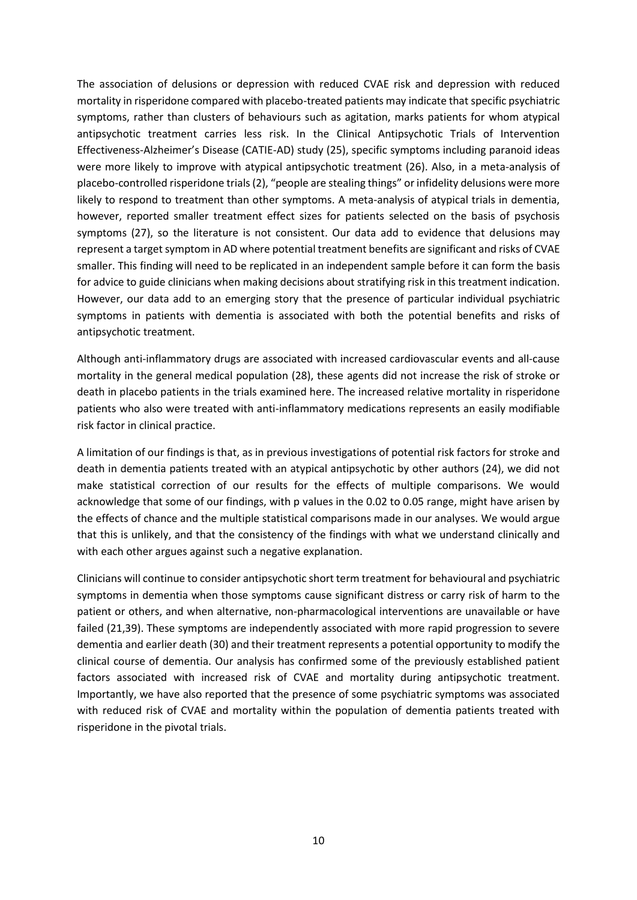The association of delusions or depression with reduced CVAE risk and depression with reduced mortality in risperidone compared with placebo-treated patients may indicate that specific psychiatric symptoms, rather than clusters of behaviours such as agitation, marks patients for whom atypical antipsychotic treatment carries less risk. In the Clinical Antipsychotic Trials of Intervention Effectiveness-Alzheimer's Disease (CATIE-AD) study (25), specific symptoms including paranoid ideas were more likely to improve with atypical antipsychotic treatment (26). Also, in a meta-analysis of placebo-controlled risperidone trials (2), "people are stealing things" or infidelity delusions were more likely to respond to treatment than other symptoms. A meta-analysis of atypical trials in dementia, however, reported smaller treatment effect sizes for patients selected on the basis of psychosis symptoms (27), so the literature is not consistent. Our data add to evidence that delusions may represent a target symptom in AD where potential treatment benefits are significant and risks of CVAE smaller. This finding will need to be replicated in an independent sample before it can form the basis for advice to guide clinicians when making decisions about stratifying risk in this treatment indication. However, our data add to an emerging story that the presence of particular individual psychiatric symptoms in patients with dementia is associated with both the potential benefits and risks of antipsychotic treatment.

Although anti-inflammatory drugs are associated with increased cardiovascular events and all-cause mortality in the general medical population (28), these agents did not increase the risk of stroke or death in placebo patients in the trials examined here. The increased relative mortality in risperidone patients who also were treated with anti-inflammatory medications represents an easily modifiable risk factor in clinical practice.

A limitation of our findings is that, as in previous investigations of potential risk factors for stroke and death in dementia patients treated with an atypical antipsychotic by other authors (24), we did not make statistical correction of our results for the effects of multiple comparisons. We would acknowledge that some of our findings, with p values in the 0.02 to 0.05 range, might have arisen by the effects of chance and the multiple statistical comparisons made in our analyses. We would argue that this is unlikely, and that the consistency of the findings with what we understand clinically and with each other argues against such a negative explanation.

Clinicians will continue to consider antipsychotic short term treatment for behavioural and psychiatric symptoms in dementia when those symptoms cause significant distress or carry risk of harm to the patient or others, and when alternative, non-pharmacological interventions are unavailable or have failed (21,39). These symptoms are independently associated with more rapid progression to severe dementia and earlier death (30) and their treatment represents a potential opportunity to modify the clinical course of dementia. Our analysis has confirmed some of the previously established patient factors associated with increased risk of CVAE and mortality during antipsychotic treatment. Importantly, we have also reported that the presence of some psychiatric symptoms was associated with reduced risk of CVAE and mortality within the population of dementia patients treated with risperidone in the pivotal trials.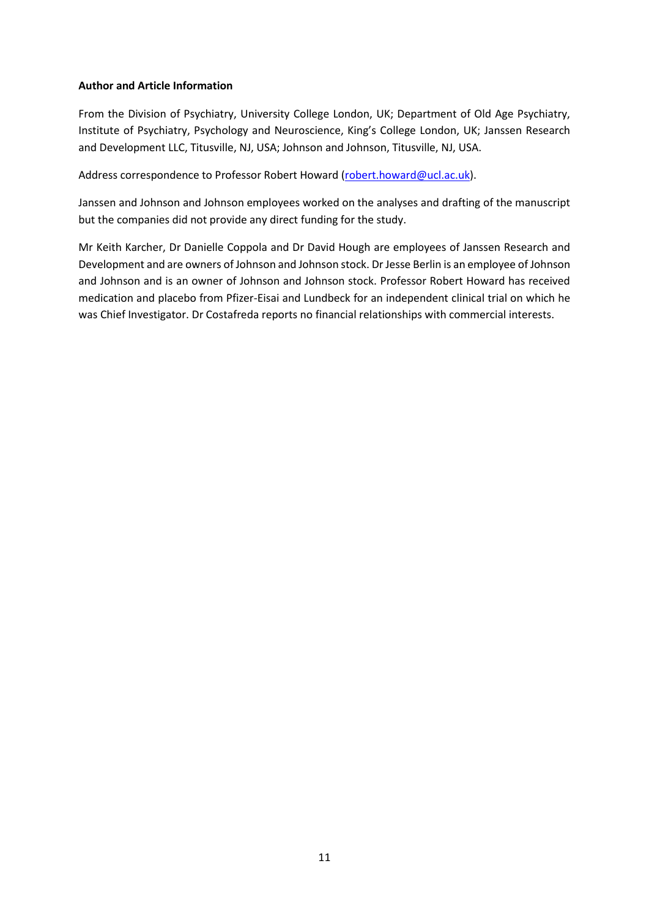**Author and Article Information**

From the Division of Psychiatry, University College London, UK; Department of Old Age Psychiatry, Institute of Psychiatry, Psychology and Neuroscience, King's College London, UK; Janssen Research and Development LLC, Titusville, NJ, USA; Johnson and Johnson, Titusville, NJ, USA.

Address correspondence to Professor Robert Howard (robert.howard@ucl.ac.uk).

Janssen and Johnson and Johnson employees worked on the analyses and drafting of the manuscript but the companies did not provide any direct funding for the study.

Mr Keith Karcher, Dr Danielle Coppola and Dr David Hough are employees of Janssen Research and Development and are owners of Johnson and Johnson stock. Dr Jesse Berlin is an employee of Johnson and Johnson and is an owner of Johnson and Johnson stock. Professor Robert Howard has received medication and placebo from Pfizer-Eisai and Lundbeck for an independent clinical trial on which he was Chief Investigator. Dr Costafreda reports no financial relationships with commercial interests.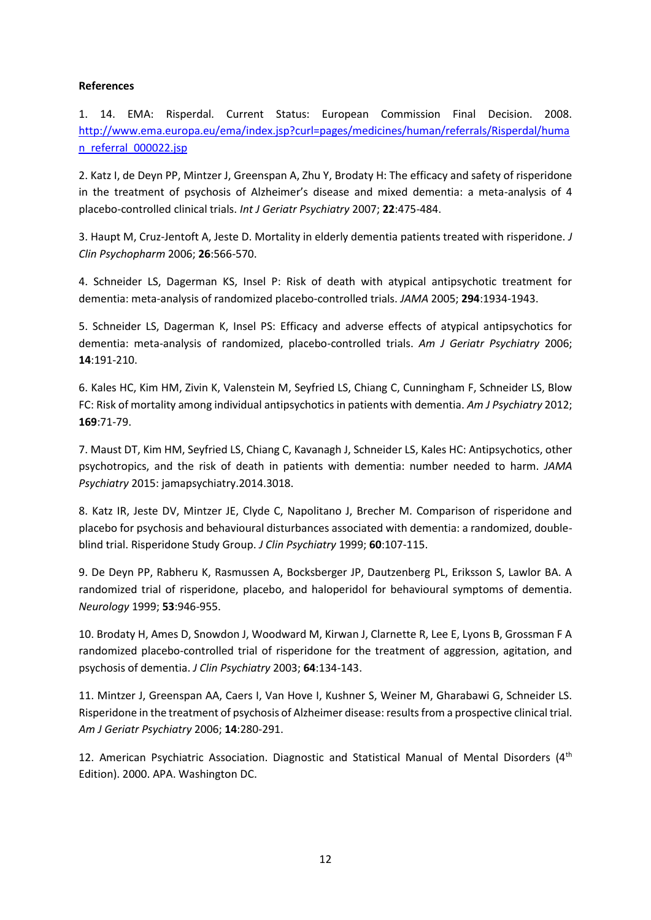**References**

1. 14. EMA: Risperdal. Current Status: European Commission Final Decision. 2008. [http://www.ema.europa.eu/ema/index.jsp?curl=pages/medicines/human/referrals/Risperdal/human_referral_000022.jsp](http://www.ema.europa.eu/ema/index.jsp?curl=pages/medicines/human/referrals/Risperdal/human_referral_000022.jsp)

2. Katz I, de Deyn PP, Mintzer J, Greenspan A, Zhu Y, Brodaty H: The efficacy and safety of risperidone in the treatment of psychosis of Alzheimer's disease and mixed dementia: a meta-analysis of 4 placebo-controlled clinical trials. *Int J Geriatr Psychiatry* 2007; **22**:475-484.

3. Haupt M, Cruz-Jentoft A, Jeste D. Mortality in elderly dementia patients treated with risperidone. *J Clin Psychopharm* 2006; **26**:566-570.

4. Schneider LS, Dagerman KS, Insel P: Risk of death with atypical antipsychotic treatment for dementia: meta-analysis of randomized placebo-controlled trials. *JAMA* 2005; **294**:1934-1943.

5. Schneider LS, Dagerman K, Insel PS: Efficacy and adverse effects of atypical antipsychotics for dementia: meta-analysis of randomized, placebo-controlled trials. *Am J Geriatr Psychiatry* 2006; **14**:191-210.

6. Kales HC, Kim HM, Zivin K, Valenstein M, Seyfried LS, Chiang C, Cunningham F, Schneider LS, Blow FC: Risk of mortality among individual antipsychotics in patients with dementia. *Am J Psychiatry* 2012; **169**:71-79.

7. Maust DT, Kim HM, Seyfried LS, Chiang C, Kavanagh J, Schneider LS, Kales HC: Antipsychotics, other psychotropics, and the risk of death in patients with dementia: number needed to harm. *JAMA Psychiatry* 2015: jamapsychiatry.2014.3018.

8. Katz IR, Jeste DV, Mintzer JE, Clyde C, Napolitano J, Brecher M. Comparison of risperidone and placebo for psychosis and behavioural disturbances associated with dementia: a randomized, double-blind trial. Risperidone Study Group. *J Clin Psychiatry* 1999; **60**:107-115.

9. De Deyn PP, Rabheru K, Rasmussen A, Bocksberger JP, Dautzenberg PL, Eriksson S, Lawlor BA. A randomized trial of risperidone, placebo, and haloperidol for behavioural symptoms of dementia. *Neurology* 1999; **53**:946-955.

10. Brodaty H, Ames D, Snowdon J, Woodward M, Kirwan J, Clarnette R, Lee E, Lyons B, Grossman F A randomized placebo-controlled trial of risperidone for the treatment of aggression, agitation, and psychosis of dementia. *J Clin Psychiatry* 2003; **64**:134-143.

11. Mintzer J, Greenspan AA, Caers I, Van Hove I, Kushner S, Weiner M, Gharabawi G, Schneider LS. Risperidone in the treatment of psychosis of Alzheimer disease: results from a prospective clinical trial. *Am J Geriatr Psychiatry* 2006; **14**:280-291.

12. American Psychiatric Association. Diagnostic and Statistical Manual of Mental Disorders (4th Edition). 2000. APA. Washington DC.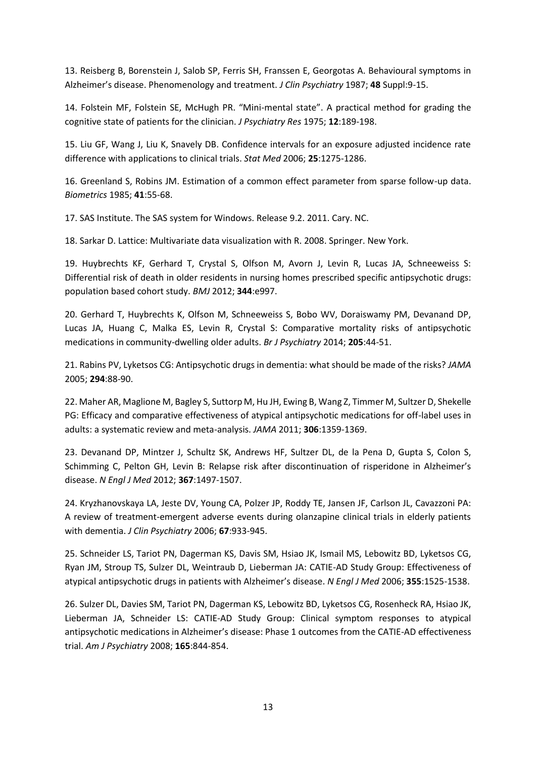13. Reisberg B, Borenstein J, Salob SP, Ferris SH, Franssen E, Georgotas A. Behavioural symptoms in Alzheimer's disease. Phenomenology and treatment. *J Clin Psychiatry* 1987; **48** Suppl:9-15.

14. Folstein MF, Folstein SE, McHugh PR. "Mini-mental state". A practical method for grading the cognitive state of patients for the clinician. *J Psychiatry Res* 1975; **12**:189-198.

15. Liu GF, Wang J, Liu K, Snavely DB. Confidence intervals for an exposure adjusted incidence rate difference with applications to clinical trials. *Stat Med* 2006; **25**:1275-1286.

16. Greenland S, Robins JM. Estimation of a common effect parameter from sparse follow-up data. *Biometrics* 1985; **41**:55-68.

17. SAS Institute. The SAS system for Windows. Release 9.2. 2011. Cary. NC.

18. Sarkar D. Lattice: Multivariate data visualization with R. 2008. Springer. New York.

19. Huybrechts KF, Gerhard T, Crystal S, Olfson M, Avorn J, Levin R, Lucas JA, Schneeweiss S: Differential risk of death in older residents in nursing homes prescribed specific antipsychotic drugs: population based cohort study. *BMJ* 2012; **344**:e997.

20. Gerhard T, Huybrechts K, Olfson M, Schneeweiss S, Bobo WV, Doraiswamy PM, Devanand DP, Lucas JA, Huang C, Malka ES, Levin R, Crystal S: Comparative mortality risks of antipsychotic medications in community-dwelling older adults. *Br J Psychiatry* 2014; **205**:44-51.

21. Rabins PV, Lyketsos CG: Antipsychotic drugs in dementia: what should be made of the risks? *JAMA* 2005; **294**:88-90.

22. Maher AR, Maglione M, Bagley S, Suttorp M, Hu JH, Ewing B, Wang Z, Timmer M, Sultzer D, Shekelle PG: Efficacy and comparative effectiveness of atypical antipsychotic medications for off-label uses in adults: a systematic review and meta-analysis. *JAMA* 2011; **306**:1359-1369.

23. Devanand DP, Mintzer J, Schultz SK, Andrews HF, Sultzer DL, de la Pena D, Gupta S, Colon S, Schimming C, Pelton GH, Levin B: Relapse risk after discontinuation of risperidone in Alzheimer's disease. *N Engl J Med* 2012; **367**:1497-1507.

24. Kryzhanovskaya LA, Jeste DV, Young CA, Polzer JP, Roddy TE, Jansen JF, Carlson JL, Cavazzoni PA: A review of treatment-emergent adverse events during olanzapine clinical trials in elderly patients with dementia. *J Clin Psychiatry* 2006; **67**:933-945.

25. Schneider LS, Tariot PN, Dagerman KS, Davis SM, Hsiao JK, Ismail MS, Lebowitz BD, Lyketsos CG, Ryan JM, Stroup TS, Sulzer DL, Weintraub D, Lieberman JA: CATIE-AD Study Group: Effectiveness of atypical antipsychotic drugs in patients with Alzheimer's disease. *N Engl J Med* 2006; **355**:1525-1538.

26. Sulzer DL, Davies SM, Tariot PN, Dagerman KS, Lebowitz BD, Lyketsos CG, Rosenheck RA, Hsiao JK, Lieberman JA, Schneider LS: CATIE-AD Study Group: Clinical symptom responses to atypical antipsychotic medications in Alzheimer's disease: Phase 1 outcomes from the CATIE-AD effectiveness trial. *Am J Psychiatry* 2008; **165**:844-854.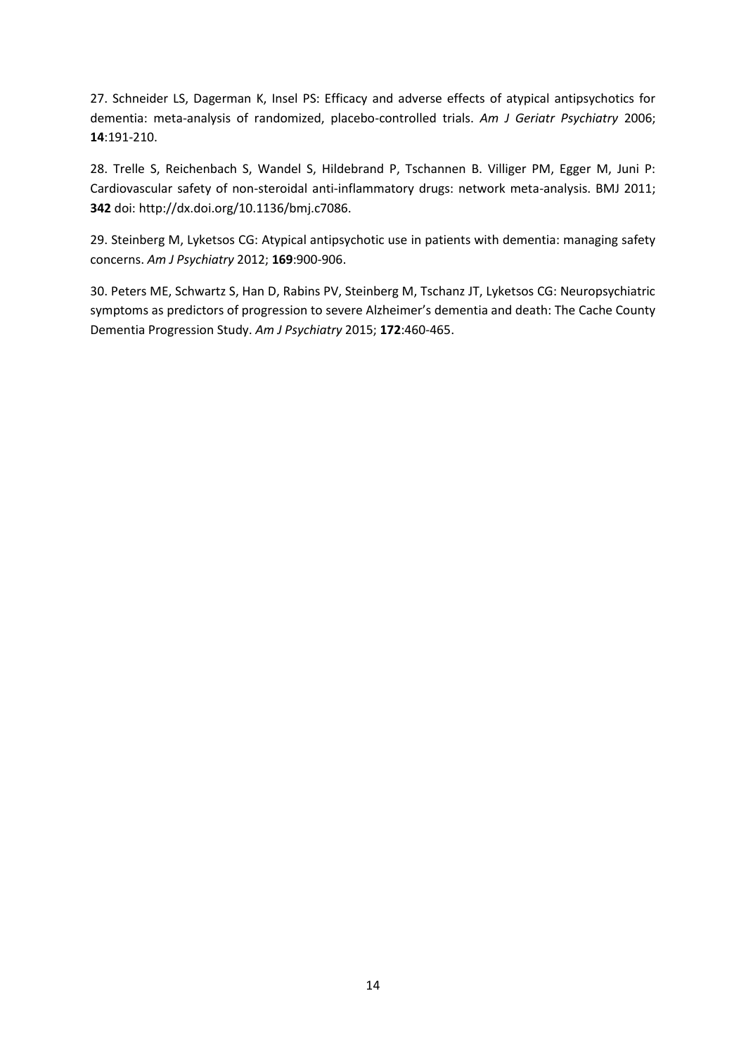27. Schneider LS, Dagerman K, Insel PS: Efficacy and adverse effects of atypical antipsychotics for dementia: meta-analysis of randomized, placebo-controlled trials. *Am J Geriatr Psychiatry* 2006; **14**:191-210.

28. Trelle S, Reichenbach S, Wandel S, Hildebrand P, Tschannen B. Villiger PM, Egger M, Juni P: Cardiovascular safety of non-steroidal anti-inflammatory drugs: network meta-analysis. BMJ 2011; **342** doi: http://dx.doi.org/10.1136/bmj.c7086.

29. Steinberg M, Lyketsos CG: Atypical antipsychotic use in patients with dementia: managing safety concerns. *Am J Psychiatry* 2012; **169**:900-906.

30. Peters ME, Schwartz S, Han D, Rabins PV, Steinberg M, Tschanz JT, Lyketsos CG: Neuropsychiatric symptoms as predictors of progression to severe Alzheimer's dementia and death: The Cache County Dementia Progression Study. *Am J Psychiatry* 2015; **172**:460-465.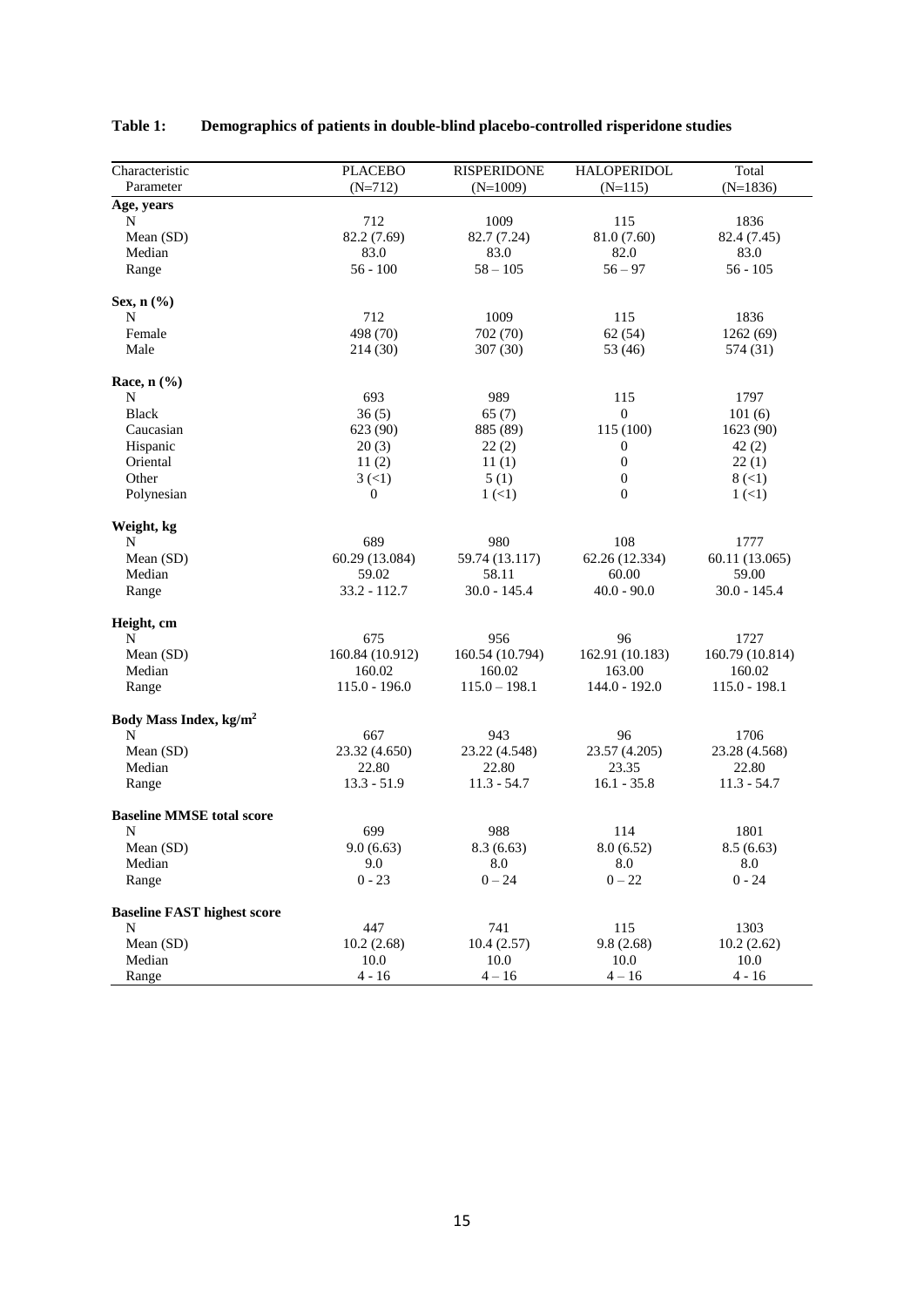**Table 1: Demographics of patients in double-blind placebo-controlled risperidone studies**

| Characteristic<br>Parameter | PLACEBO<br>(N=712) | RISPERIDONE<br>(N=1009) | HALOPERIDOL<br>(N=115) | Total<br>(N=1836) |
|---|---|---|---|---|
| **Age, years** | | | | |
| N | 712 | 1009 | 115 | 1836 |
| Mean (SD) | 82.2 (7.69) | 82.7 (7.24) | 81.0 (7.60) | 82.4 (7.45) |
| Median | 83.0 | 83.0 | 82.0 | 83.0 |
| Range | 56 - 100 | 58 – 105 | 56 – 97 | 56 - 105 |
| **Sex, n (%)** | | | | |
| N | 712 | 1009 | 115 | 1836 |
| Female | 498 (70) | 702 (70) | 62 (54) | 1262 (69) |
| Male | 214 (30) | 307 (30) | 53 (46) | 574 (31) |
| **Race, n (%)** | | | | |
| N | 693 | 989 | 115 | 1797 |
| Black | 36 (5) | 65 (7) | 0 | 101 (6) |
| Caucasian | 623 (90) | 885 (89) | 115 (100) | 1623 (90) |
| Hispanic | 20 (3) | 22 (2) | 0 | 42 (2) |
| Oriental | 11 (2) | 11 (1) | 0 | 22 (1) |
| Other | 3 (<1) | 5 (1) | 0 | 8 (<1) |
| Polynesian | 0 | 1 (<1) | 0 | 1 (<1) |
| **Weight, kg** | | | | |
| N | 689 | 980 | 108 | 1777 |
| Mean (SD) | 60.29 (13.084) | 59.74 (13.117) | 62.26 (12.334) | 60.11 (13.065) |
| Median | 59.02 | 58.11 | 60.00 | 59.00 |
| Range | 33.2 - 112.7 | 30.0 - 145.4 | 40.0 - 90.0 | 30.0 - 145.4 |
| **Height, cm** | | | | |
| N | 675 | 956 | 96 | 1727 |
| Mean (SD) | 160.84 (10.912) | 160.54 (10.794) | 162.91 (10.183) | 160.79 (10.814) |
| Median | 160.02 | 160.02 | 163.00 | 160.02 |
| Range | 115.0 - 196.0 | 115.0 – 198.1 | 144.0 - 192.0 | 115.0 - 198.1 |
| **Body Mass Index, kg/m$^2$** | | | | |
| N | 667 | 943 | 96 | 1706 |
| Mean (SD) | 23.32 (4.650) | 23.22 (4.548) | 23.57 (4.205) | 23.28 (4.568) |
| Median | 22.80 | 22.80 | 23.35 | 22.80 |
| Range | 13.3 - 51.9 | 11.3 - 54.7 | 16.1 - 35.8 | 11.3 - 54.7 |
| **Baseline MMSE total score** | | | | |
| N | 699 | 988 | 114 | 1801 |
| Mean (SD) | 9.0 (6.63) | 8.3 (6.63) | 8.0 (6.52) | 8.5 (6.63) |
| Median | 9.0 | 8.0 | 8.0 | 8.0 |
| Range | 0 - 23 | 0 – 24 | 0 – 22 | 0 - 24 |
| **Baseline FAST highest score** | | | | |
| N | 447 | 741 | 115 | 1303 |
| Mean (SD) | 10.2 (2.68) | 10.4 (2.57) | 9.8 (2.68) | 10.2 (2.62) |
| Median | 10.0 | 10.0 | 10.0 | 10.0 |
| Range | 4 - 16 | 4 – 16 | 4 – 16 | 4 - 16 |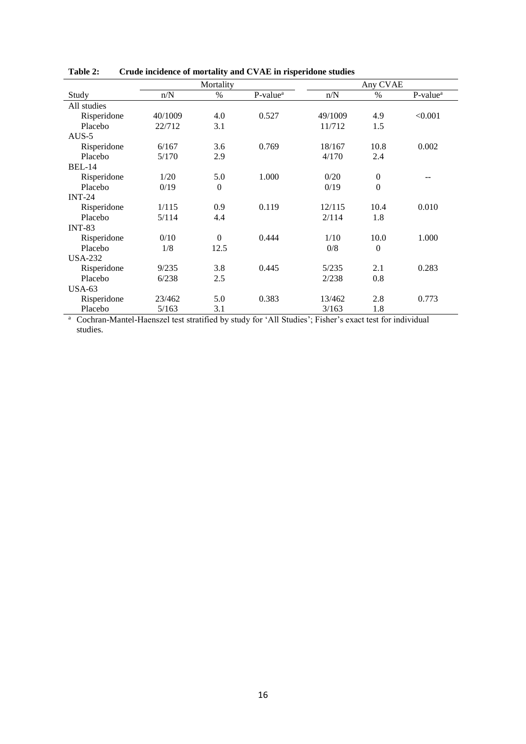**Table 2: Crude incidence of mortality and CVAE in risperidone studies**

| | Mortality | | | Any CVAE | | |
|---|---|---|---|---|---|---|
| Study | n/N | % | P-value[a] | n/N | % | P-value[a] |
| All studies | | | | | | |
| Risperidone | 40/1009 | 4.0 | 0.527 | 49/1009 | 4.9 | <0.001 |
| Placebo | 22/712 | 3.1 | | 11/712 | 1.5 | |
| AUS-5 | | | | | | |
| Risperidone | 6/167 | 3.6 | 0.769 | 18/167 | 10.8 | 0.002 |
| Placebo | 5/170 | 2.9 | | 4/170 | 2.4 | |
| BEL-14 | | | | | | |
| Risperidone | 1/20 | 5.0 | 1.000 | 0/20 | 0 | -- |
| Placebo | 0/19 | 0 | | 0/19 | 0 | |
| INT-24 | | | | | | |
| Risperidone | 1/115 | 0.9 | 0.119 | 12/115 | 10.4 | 0.010 |
| Placebo | 5/114 | 4.4 | | 2/114 | 1.8 | |
| INT-83 | | | | | | |
| Risperidone | 0/10 | 0 | 0.444 | 1/10 | 10.0 | 1.000 |
| Placebo | 1/8 | 12.5 | | 0/8 | 0 | |
| USA-232 | | | | | | |
| Risperidone | 9/235 | 3.8 | 0.445 | 5/235 | 2.1 | 0.283 |
| Placebo | 6/238 | 2.5 | | 2/238 | 0.8 | |
| USA-63 | | | | | | |
| Risperidone | 23/462 | 5.0 | 0.383 | 13/462 | 2.8 | 0.773 |
| Placebo | 5/163 | 3.1 | | 3/163 | 1.8 | |

[a] Cochran-Mantel-Haenszel test stratified by study for 'All Studies'; Fisher's exact test for individual studies.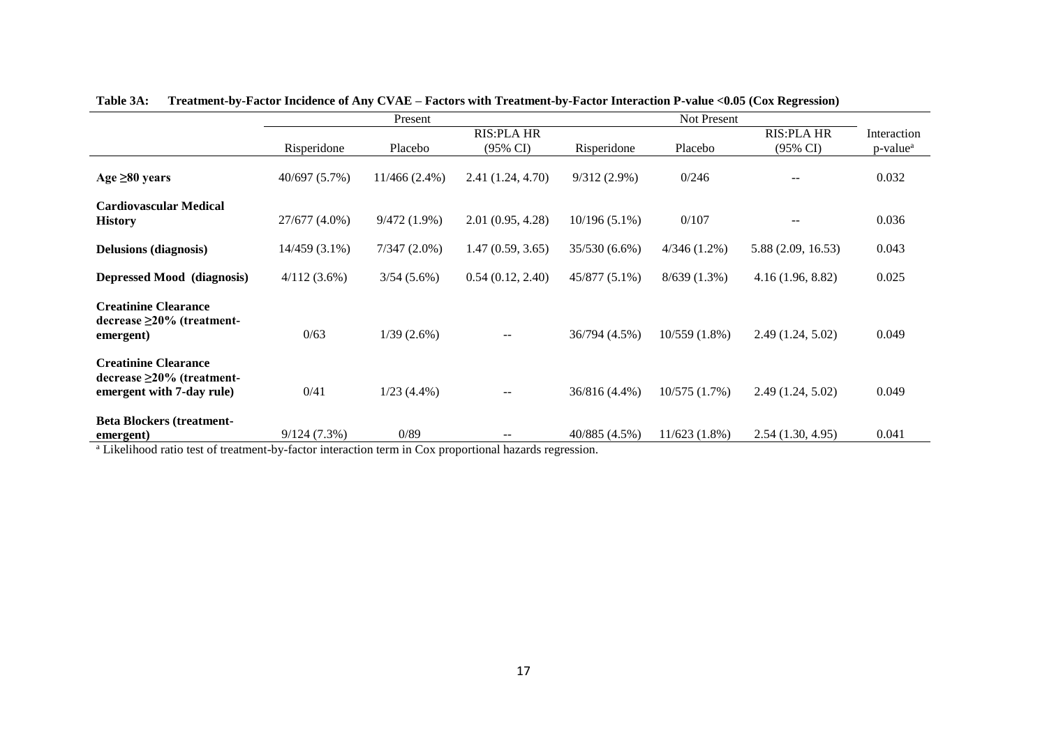**Table 3A: Treatment-by-Factor Incidence of Any CVAE – Factors with Treatment-by-Factor Interaction P-value <0.05 (Cox Regression)**

| | Present | | | Not Present | | | |
|---|---|---|---|---|---|---|---|
| | Risperidone | Placebo | RIS:PLA HR (95% CI) | Risperidone | Placebo | RIS:PLA HR (95% CI) | Interaction p-value[a] |
| **Age ≥80 years** | 40/697 (5.7%) | 11/466 (2.4%) | 2.41 (1.24, 4.70) | 9/312 (2.9%) | 0/246 | -- | 0.032 |
| **Cardiovascular Medical History** | 27/677 (4.0%) | 9/472 (1.9%) | 2.01 (0.95, 4.28) | 10/196 (5.1%) | 0/107 | -- | 0.036 |
| **Delusions (diagnosis)** | 14/459 (3.1%) | 7/347 (2.0%) | 1.47 (0.59, 3.65) | 35/530 (6.6%) | 4/346 (1.2%) | 5.88 (2.09, 16.53) | 0.043 |
| **Depressed Mood (diagnosis)** | 4/112 (3.6%) | 3/54 (5.6%) | 0.54 (0.12, 2.40) | 45/877 (5.1%) | 8/639 (1.3%) | 4.16 (1.96, 8.82) | 0.025 |
| **Creatinine Clearance decrease ≥20% (treatment-emergent)** | 0/63 | 1/39 (2.6%) | -- | 36/794 (4.5%) | 10/559 (1.8%) | 2.49 (1.24, 5.02) | 0.049 |
| **Creatinine Clearance decrease ≥20% (treatment-emergent with 7-day rule)** | 0/41 | 1/23 (4.4%) | -- | 36/816 (4.4%) | 10/575 (1.7%) | 2.49 (1.24, 5.02) | 0.049 |
| **Beta Blockers (treatment-emergent)** | 9/124 (7.3%) | 0/89 | -- | 40/885 (4.5%) | 11/623 (1.8%) | 2.54 (1.30, 4.95) | 0.041 |

[a] Likelihood ratio test of treatment-by-factor interaction term in Cox proportional hazards regression.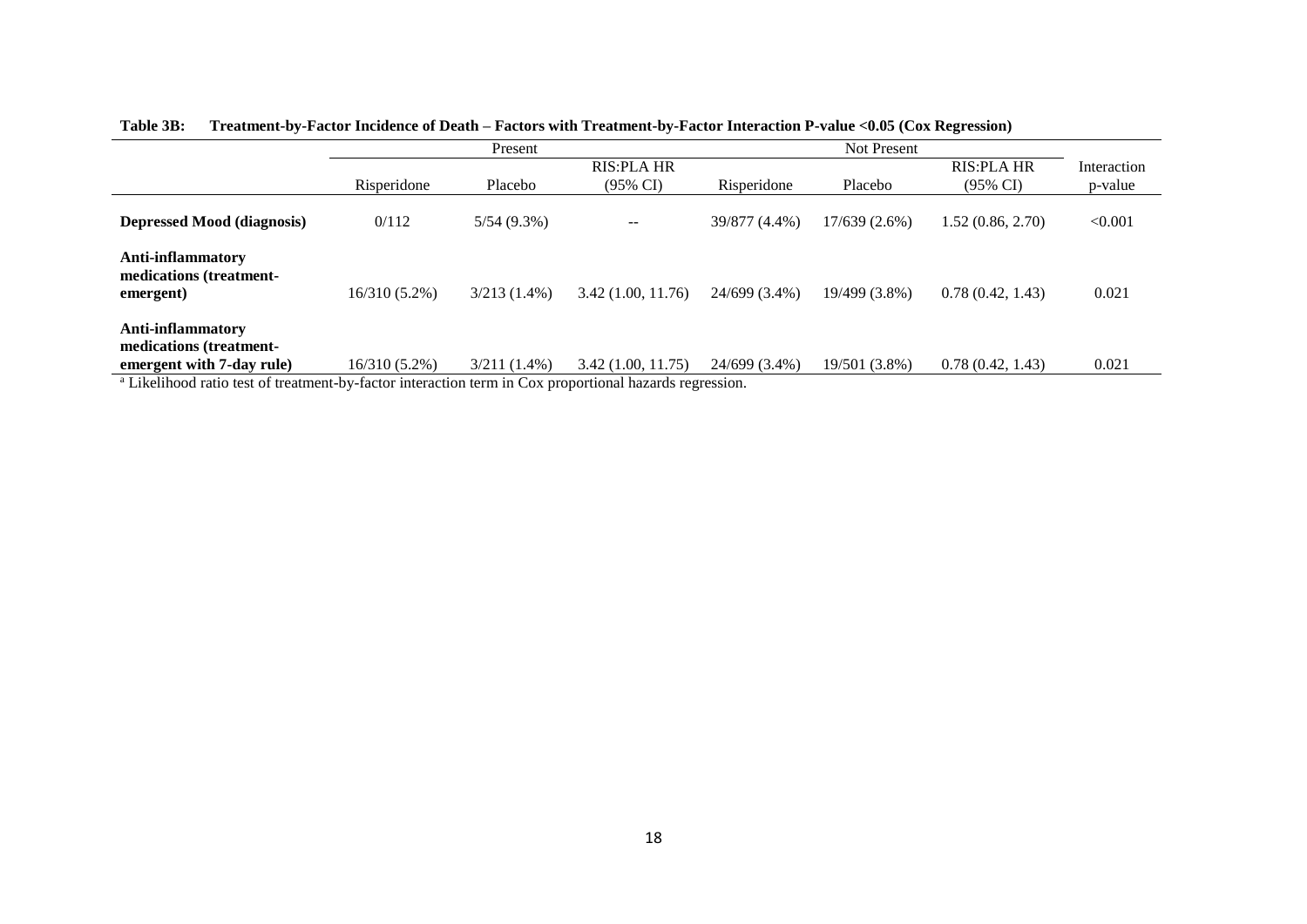**Table 3B: Treatment-by-Factor Incidence of Death – Factors with Treatment-by-Factor Interaction P-value <0.05 (Cox Regression)**

| | Present | | | Not Present | | | |
|---|---|---|---|---|---|---|---|
| | Risperidone | Placebo | RIS:PLA HR (95% CI) | Risperidone | Placebo | RIS:PLA HR (95% CI) | Interaction p-value |
| **Depressed Mood (diagnosis)** | 0/112 | 5/54 (9.3%) | -- | 39/877 (4.4%) | 17/639 (2.6%) | 1.52 (0.86, 2.70) | <0.001 |
| **Anti-inflammatory medications (treatment-emergent)** | 16/310 (5.2%) | 3/213 (1.4%) | 3.42 (1.00, 11.76) | 24/699 (3.4%) | 19/499 (3.8%) | 0.78 (0.42, 1.43) | 0.021 |
| **Anti-inflammatory medications (treatment-emergent with 7-day rule)** | 16/310 (5.2%) | 3/211 (1.4%) | 3.42 (1.00, 11.75) | 24/699 (3.4%) | 19/501 (3.8%) | 0.78 (0.42, 1.43) | 0.021 |

[a] Likelihood ratio test of treatment-by-factor interaction term in Cox proportional hazards regression.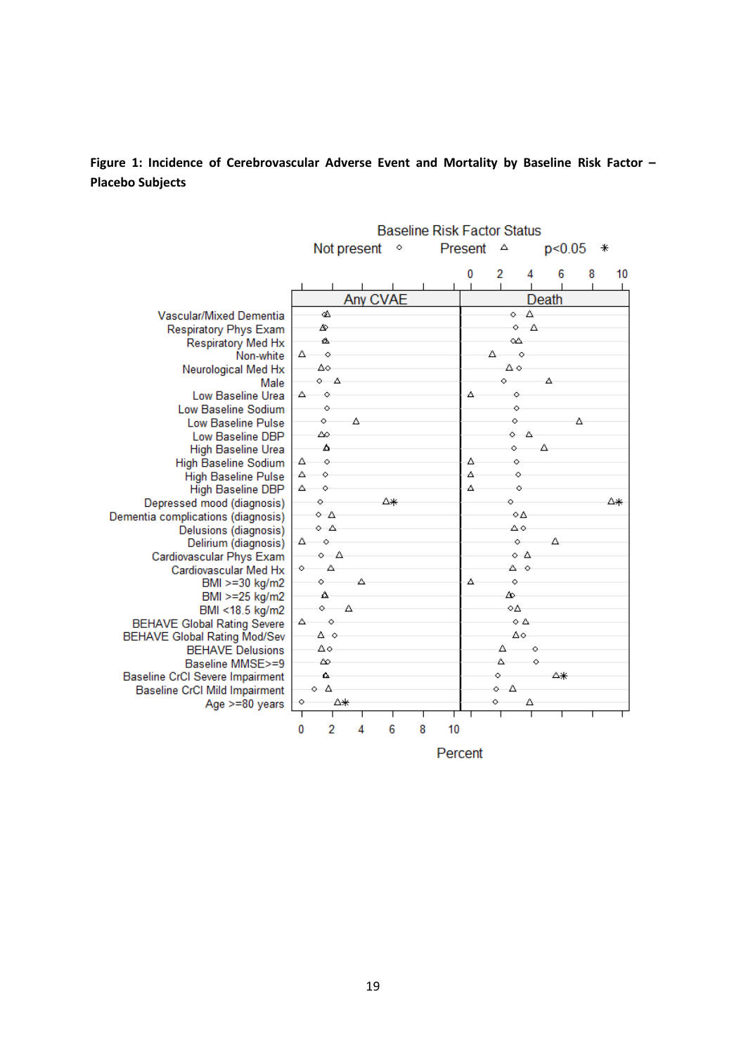**Figure 1: Incidence of Cerebrovascular Adverse Event and Mortality by Baseline Risk Factor – Placebo Subjects**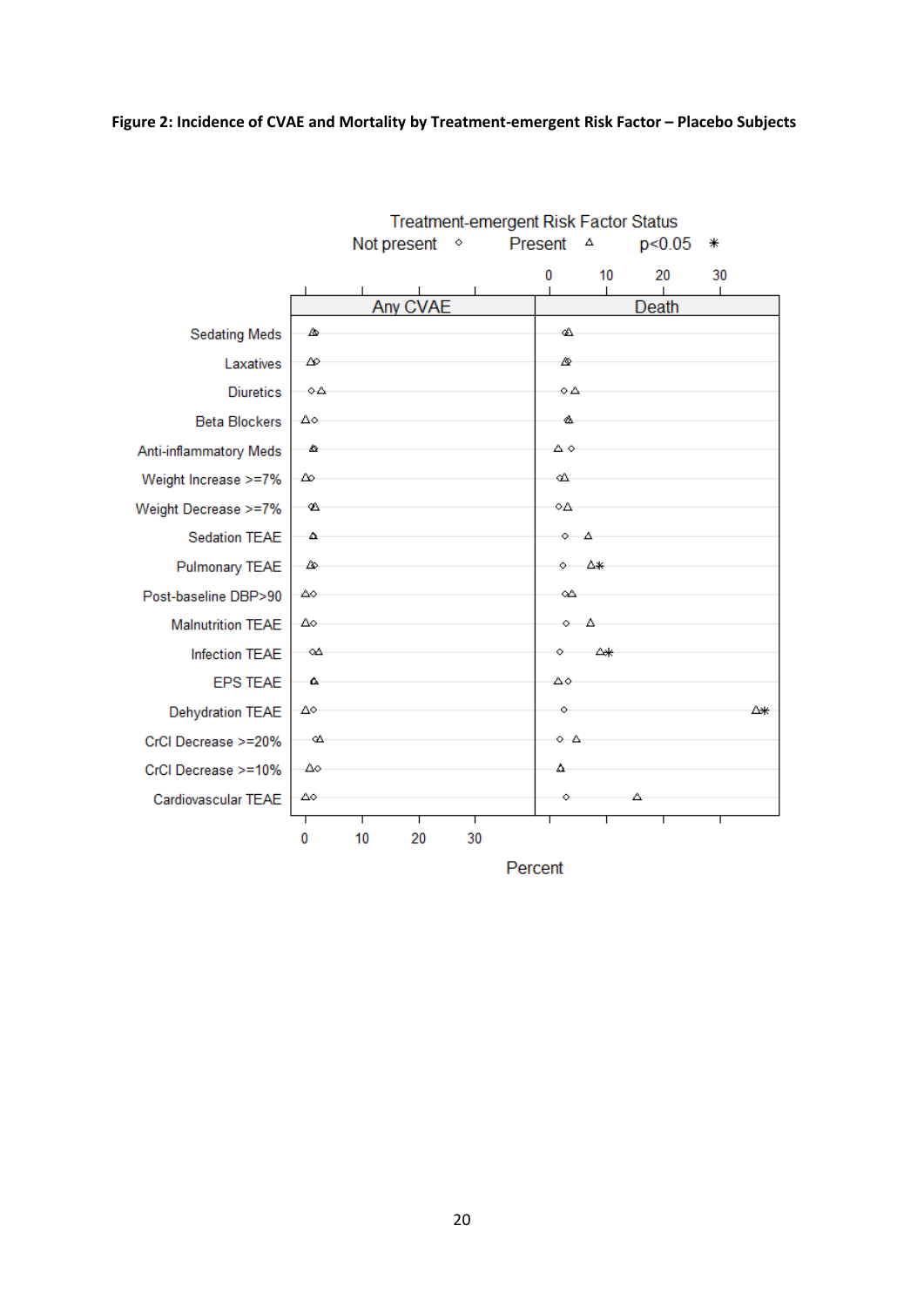**Figure 2: Incidence of CVAE and Mortality by Treatment-emergent Risk Factor – Placebo Subjects**

Treatment-emergent Risk Factor Status

Not present ◇ Present △ p<0.05 ✳

Any CVAE

Death

Sedating Meds

Laxatives

Diuretics

Beta Blockers

Anti-inflammatory Meds

Weight Increase >=7%

Weight Decrease >=7%

Sedation TEAE

Pulmonary TEAE

Post-baseline DBP>90

Malnutrition TEAE

Infection TEAE

EPS TEAE

Dehydration TEAE

CrCl Decrease >=20%

CrCl Decrease >=10%

Cardiovascular TEAE

0 10 20 30

0 10 20 30

Percent